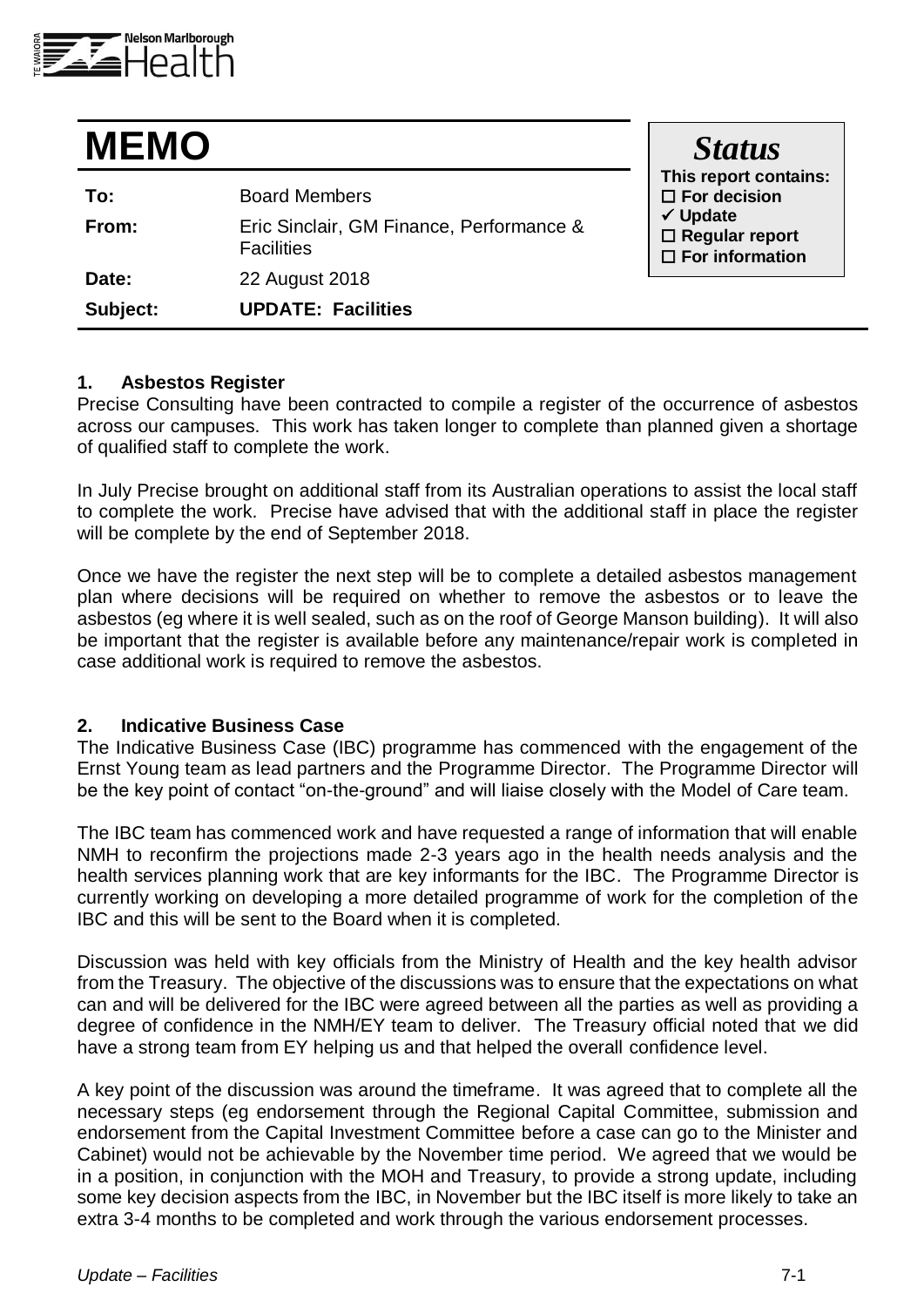# MEMO

| | |
|---|---|
| **To:** | Board Members |
| **From:** | Eric Sinclair, GM Finance, Performance & Facilities |
| **Date:** | 22 August 2018 |
| **Subject:** | **UPDATE: Facilities** |

***Status***
**This report contains:**
- ☐ **For decision**
- ✓ **Update**
- ☐ **Regular report**
- ☐ **For information**

### 1. Asbestos Register

Precise Consulting have been contracted to compile a register of the occurrence of asbestos across our campuses. This work has taken longer to complete than planned given a shortage of qualified staff to complete the work.

In July Precise brought on additional staff from its Australian operations to assist the local staff to complete the work. Precise have advised that with the additional staff in place the register will be complete by the end of September 2018.

Once we have the register the next step will be to complete a detailed asbestos management plan where decisions will be required on whether to remove the asbestos or to leave the asbestos (eg where it is well sealed, such as on the roof of George Manson building). It will also be important that the register is available before any maintenance/repair work is completed in case additional work is required to remove the asbestos.

### 2. Indicative Business Case

The Indicative Business Case (IBC) programme has commenced with the engagement of the Ernst Young team as lead partners and the Programme Director. The Programme Director will be the key point of contact "on-the-ground" and will liaise closely with the Model of Care team.

The IBC team has commenced work and have requested a range of information that will enable NMH to reconfirm the projections made 2-3 years ago in the health needs analysis and the health services planning work that are key informants for the IBC. The Programme Director is currently working on developing a more detailed programme of work for the completion of the IBC and this will be sent to the Board when it is completed.

Discussion was held with key officials from the Ministry of Health and the key health advisor from the Treasury. The objective of the discussions was to ensure that the expectations on what can and will be delivered for the IBC were agreed between all the parties as well as providing a degree of confidence in the NMH/EY team to deliver. The Treasury official noted that we did have a strong team from EY helping us and that helped the overall confidence level.

A key point of the discussion was around the timeframe. It was agreed that to complete all the necessary steps (eg endorsement through the Regional Capital Committee, submission and endorsement from the Capital Investment Committee before a case can go to the Minister and Cabinet) would not be achievable by the November time period. We agreed that we would be in a position, in conjunction with the MOH and Treasury, to provide a strong update, including some key decision aspects from the IBC, in November but the IBC itself is more likely to take an extra 3-4 months to be completed and work through the various endorsement processes.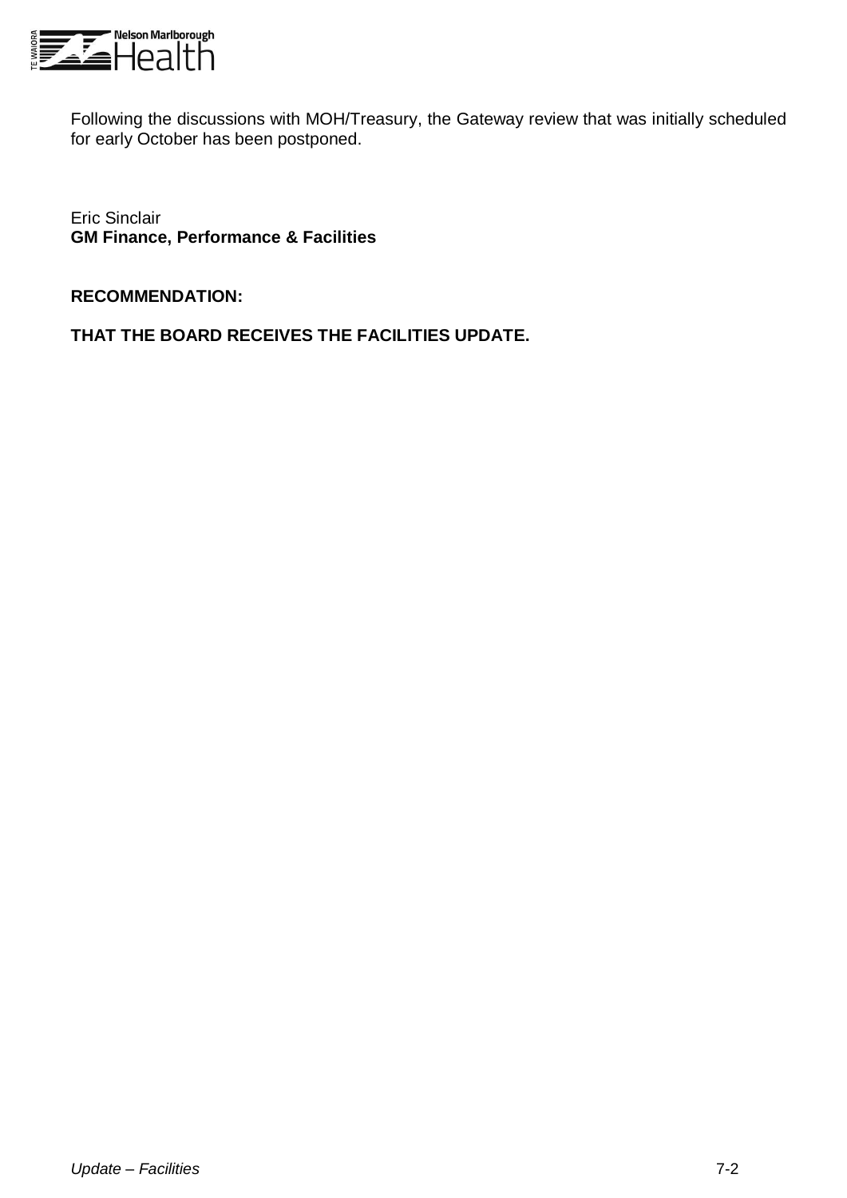Following the discussions with MOH/Treasury, the Gateway review that was initially scheduled for early October has been postponed.

Eric Sinclair
**GM Finance, Performance & Facilities**

**RECOMMENDATION:**

**THAT THE BOARD RECEIVES THE FACILITIES UPDATE.**